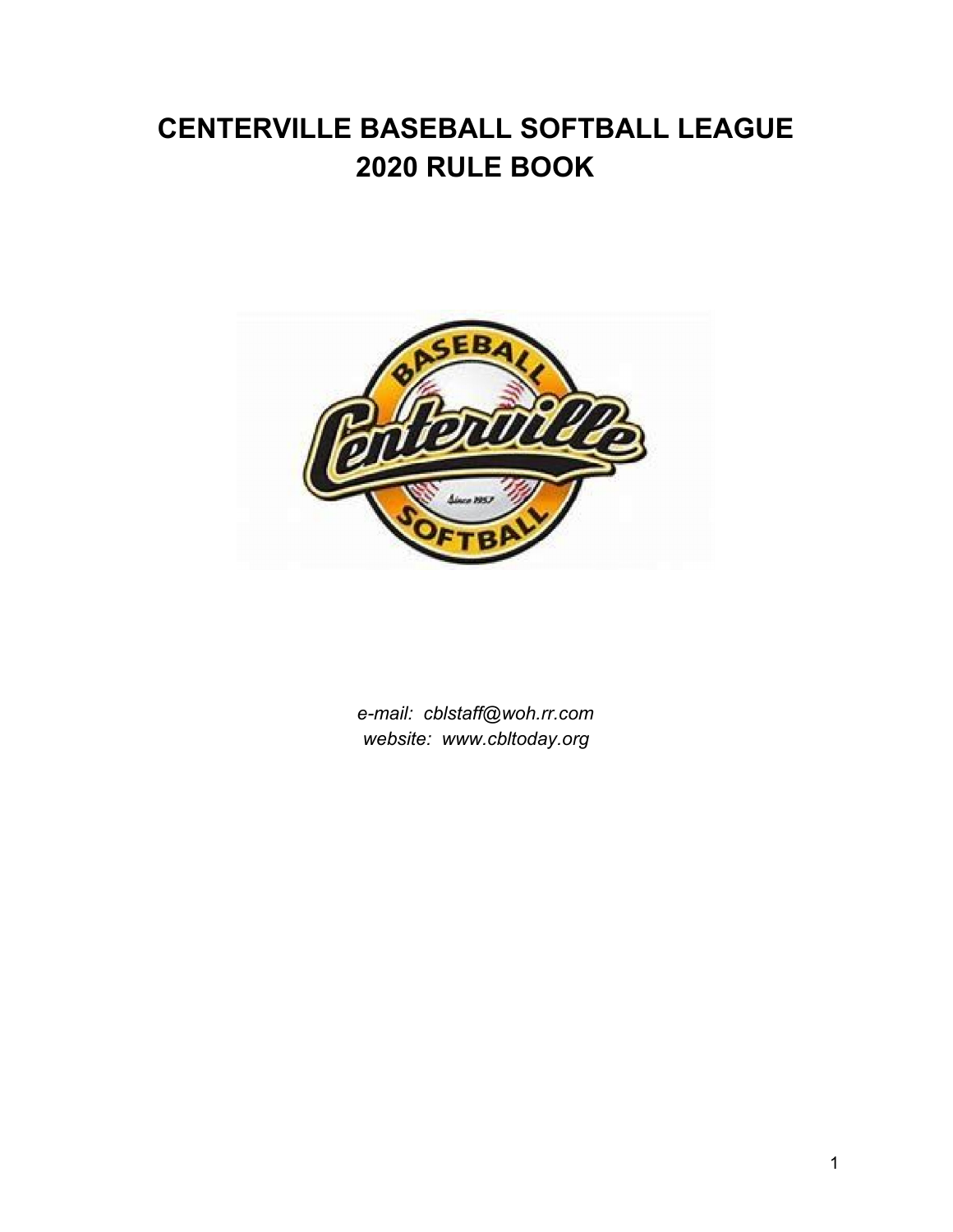# CENTERVILLE BASEBALL SOFTBALL LEAGUE
# 2020 RULE BOOK

*e-mail: cblstaff@woh.rr.com*
*website: www.cbltoday.org*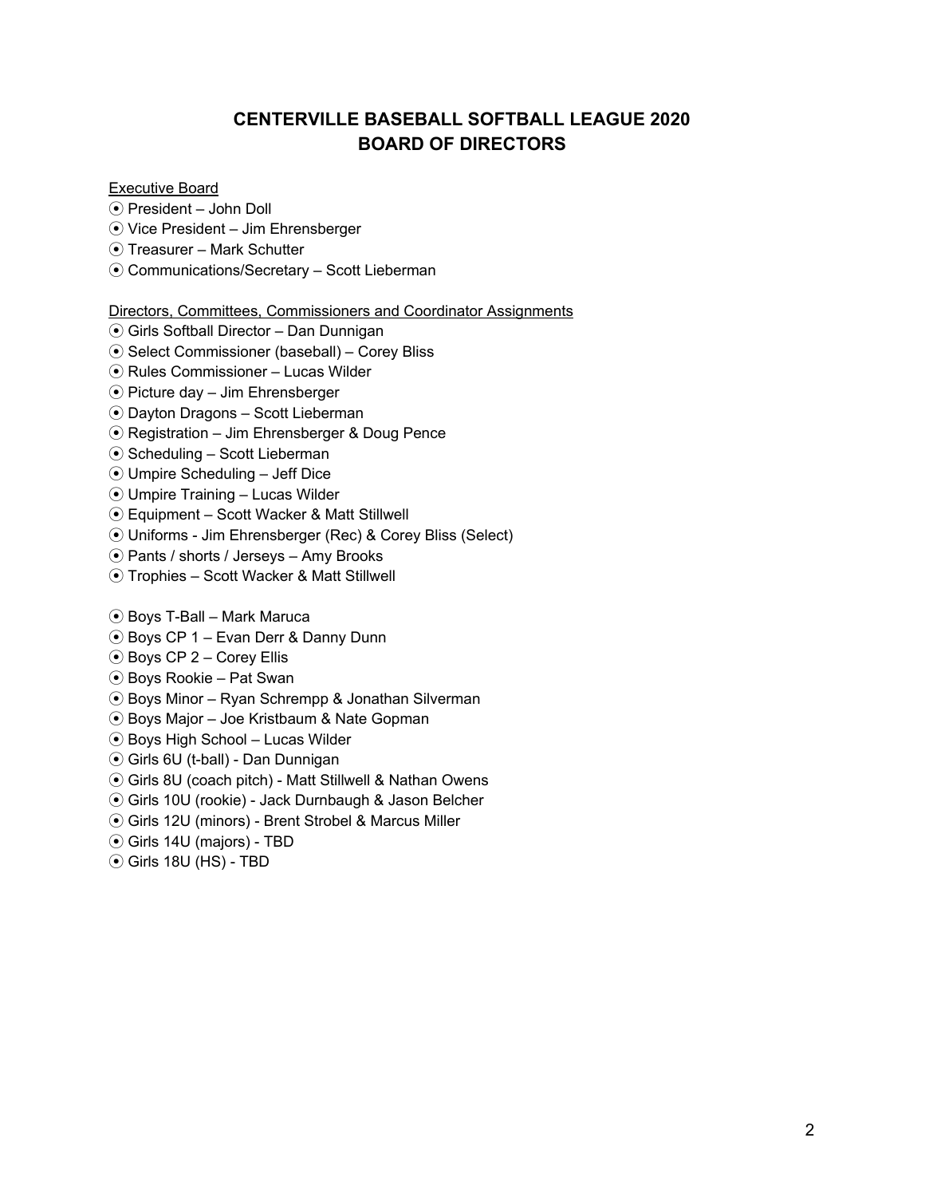# CENTERVILLE BASEBALL SOFTBALL LEAGUE 2020
# BOARD OF DIRECTORS

Executive Board

- President – John Doll
- Vice President – Jim Ehrensberger
- Treasurer – Mark Schutter
- Communications/Secretary – Scott Lieberman

Directors, Committees, Commissioners and Coordinator Assignments

- Girls Softball Director – Dan Dunnigan
- Select Commissioner (baseball) – Corey Bliss
- Rules Commissioner – Lucas Wilder
- Picture day – Jim Ehrensberger
- Dayton Dragons – Scott Lieberman
- Registration – Jim Ehrensberger & Doug Pence
- Scheduling – Scott Lieberman
- Umpire Scheduling – Jeff Dice
- Umpire Training – Lucas Wilder
- Equipment – Scott Wacker & Matt Stillwell
- Uniforms - Jim Ehrensberger (Rec) & Corey Bliss (Select)
- Pants / shorts / Jerseys – Amy Brooks
- Trophies – Scott Wacker & Matt Stillwell

- Boys T-Ball – Mark Maruca
- Boys CP 1 – Evan Derr & Danny Dunn
- Boys CP 2 – Corey Ellis
- Boys Rookie – Pat Swan
- Boys Minor – Ryan Schrempp & Jonathan Silverman
- Boys Major – Joe Kristbaum & Nate Gopman
- Boys High School – Lucas Wilder
- Girls 6U (t-ball) - Dan Dunnigan
- Girls 8U (coach pitch) - Matt Stillwell & Nathan Owens
- Girls 10U (rookie) - Jack Durnbaugh & Jason Belcher
- Girls 12U (minors) - Brent Strobel & Marcus Miller
- Girls 14U (majors) - TBD
- Girls 18U (HS) - TBD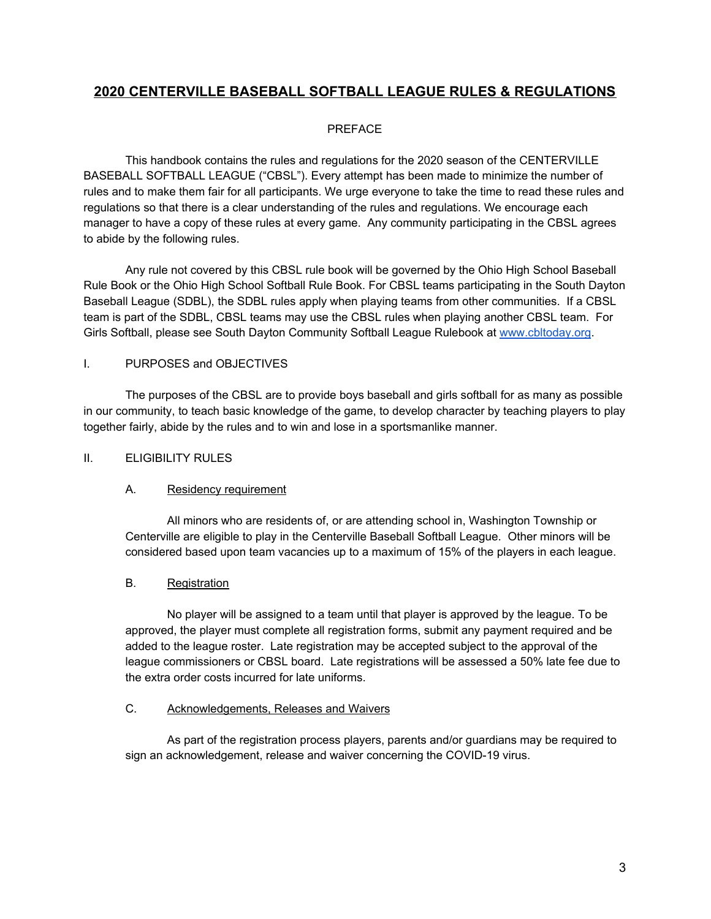# 2020 CENTERVILLE BASEBALL SOFTBALL LEAGUE RULES & REGULATIONS

## PREFACE

This handbook contains the rules and regulations for the 2020 season of the CENTERVILLE BASEBALL SOFTBALL LEAGUE ("CBSL"). Every attempt has been made to minimize the number of rules and to make them fair for all participants. We urge everyone to take the time to read these rules and regulations so that there is a clear understanding of the rules and regulations. We encourage each manager to have a copy of these rules at every game. Any community participating in the CBSL agrees to abide by the following rules.

Any rule not covered by this CBSL rule book will be governed by the Ohio High School Baseball Rule Book or the Ohio High School Softball Rule Book. For CBSL teams participating in the South Dayton Baseball League (SDBL), the SDBL rules apply when playing teams from other communities. If a CBSL team is part of the SDBL, CBSL teams may use the CBSL rules when playing another CBSL team. For Girls Softball, please see South Dayton Community Softball League Rulebook at [www.cbltoday.org](www.cbltoday.org).

## I. PURPOSES and OBJECTIVES

The purposes of the CBSL are to provide boys baseball and girls softball for as many as possible in our community, to teach basic knowledge of the game, to develop character by teaching players to play together fairly, abide by the rules and to win and lose in a sportsmanlike manner.

## II. ELIGIBILITY RULES

### A. Residency requirement

All minors who are residents of, or are attending school in, Washington Township or Centerville are eligible to play in the Centerville Baseball Softball League. Other minors will be considered based upon team vacancies up to a maximum of 15% of the players in each league.

### B. Registration

No player will be assigned to a team until that player is approved by the league. To be approved, the player must complete all registration forms, submit any payment required and be added to the league roster. Late registration may be accepted subject to the approval of the league commissioners or CBSL board. Late registrations will be assessed a 50% late fee due to the extra order costs incurred for late uniforms.

### C. Acknowledgements, Releases and Waivers

As part of the registration process players, parents and/or guardians may be required to sign an acknowledgement, release and waiver concerning the COVID-19 virus.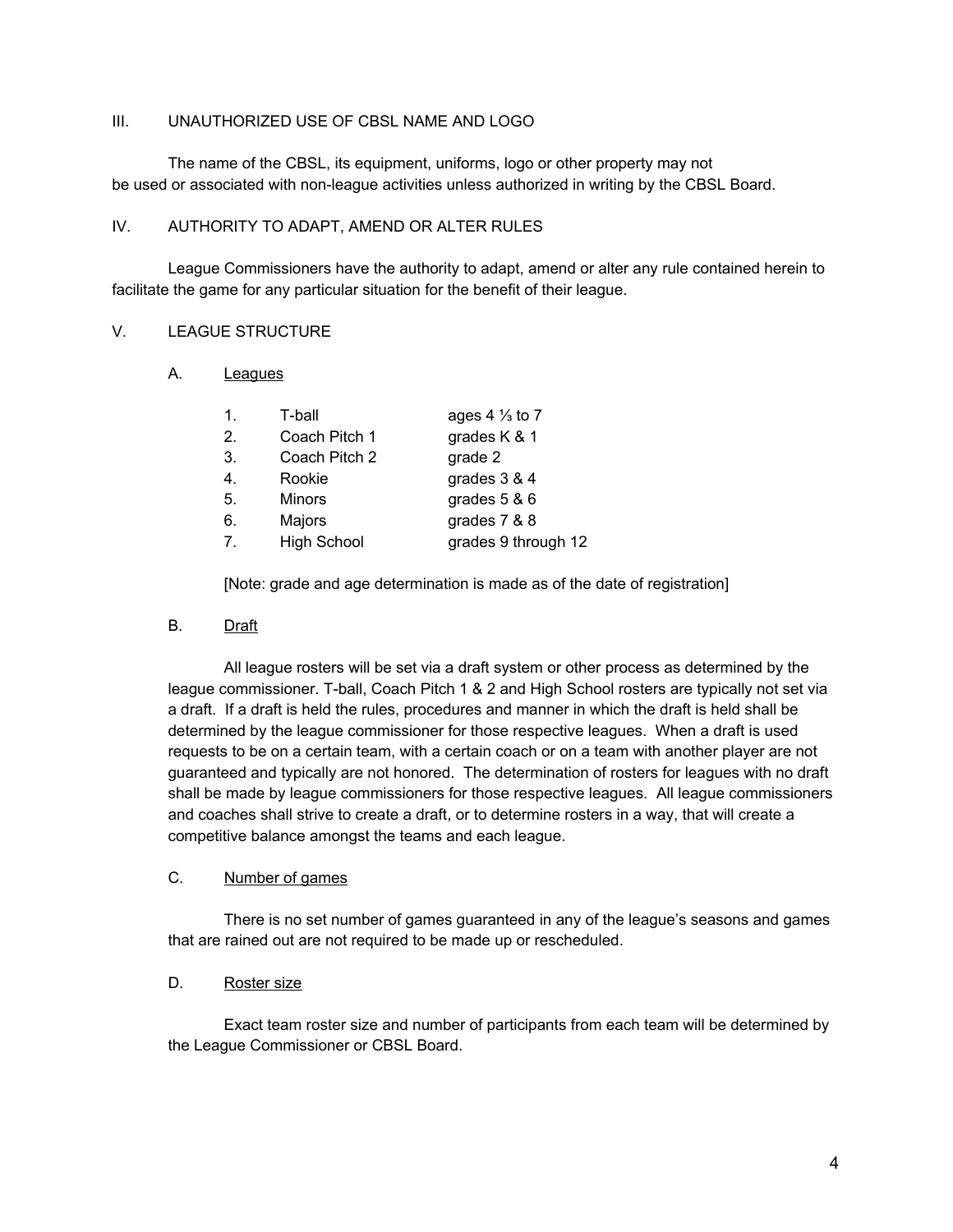## III. UNAUTHORIZED USE OF CBSL NAME AND LOGO

The name of the CBSL, its equipment, uniforms, logo or other property may not be used or associated with non-league activities unless authorized in writing by the CBSL Board.

## IV. AUTHORITY TO ADAPT, AMEND OR ALTER RULES

League Commissioners have the authority to adapt, amend or alter any rule contained herein to facilitate the game for any particular situation for the benefit of their league.

## V. LEAGUE STRUCTURE

### A. Leagues

| | | |
|---|---|---|
| 1. | T-ball | ages 4 ⅓ to 7 |
| 2. | Coach Pitch 1 | grades K & 1 |
| 3. | Coach Pitch 2 | grade 2 |
| 4. | Rookie | grades 3 & 4 |
| 5. | Minors | grades 5 & 6 |
| 6. | Majors | grades 7 & 8 |
| 7. | High School | grades 9 through 12 |

[Note: grade and age determination is made as of the date of registration]

### B. Draft

All league rosters will be set via a draft system or other process as determined by the league commissioner. T-ball, Coach Pitch 1 & 2 and High School rosters are typically not set via a draft. If a draft is held the rules, procedures and manner in which the draft is held shall be determined by the league commissioner for those respective leagues. When a draft is used requests to be on a certain team, with a certain coach or on a team with another player are not guaranteed and typically are not honored. The determination of rosters for leagues with no draft shall be made by league commissioners for those respective leagues. All league commissioners and coaches shall strive to create a draft, or to determine rosters in a way, that will create a competitive balance amongst the teams and each league.

### C. Number of games

There is no set number of games guaranteed in any of the league's seasons and games that are rained out are not required to be made up or rescheduled.

### D. Roster size

Exact team roster size and number of participants from each team will be determined by the League Commissioner or CBSL Board.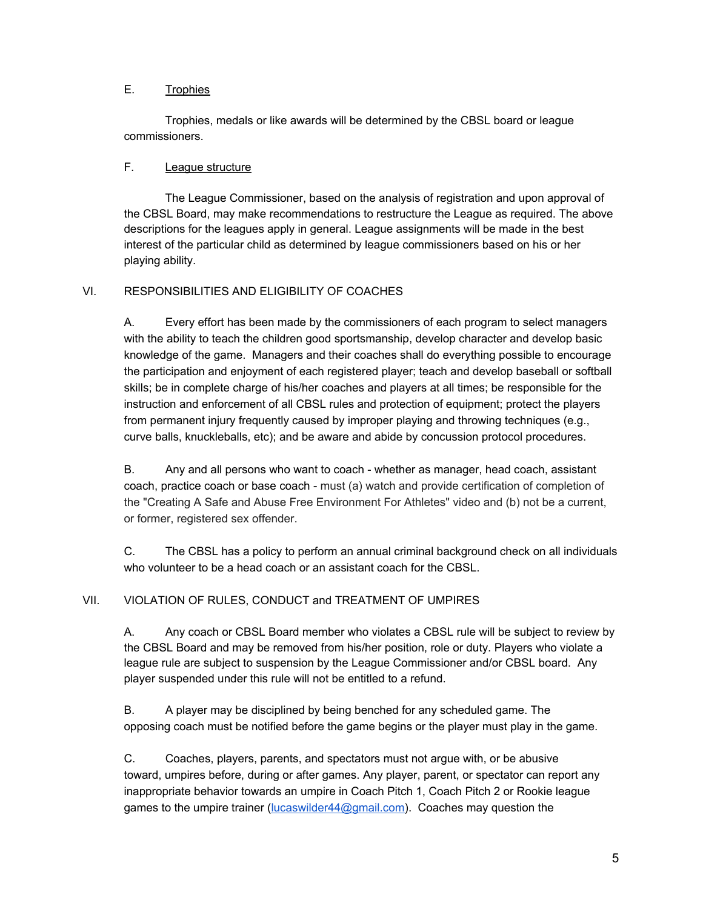E. <u>Trophies</u>

Trophies, medals or like awards will be determined by the CBSL board or league commissioners.

F. <u>League structure</u>

The League Commissioner, based on the analysis of registration and upon approval of the CBSL Board, may make recommendations to restructure the League as required. The above descriptions for the leagues apply in general. League assignments will be made in the best interest of the particular child as determined by league commissioners based on his or her playing ability.

## VI. RESPONSIBILITIES AND ELIGIBILITY OF COACHES

A. Every effort has been made by the commissioners of each program to select managers with the ability to teach the children good sportsmanship, develop character and develop basic knowledge of the game. Managers and their coaches shall do everything possible to encourage the participation and enjoyment of each registered player; teach and develop baseball or softball skills; be in complete charge of his/her coaches and players at all times; be responsible for the instruction and enforcement of all CBSL rules and protection of equipment; protect the players from permanent injury frequently caused by improper playing and throwing techniques (e.g., curve balls, knuckleballs, etc); and be aware and abide by concussion protocol procedures.

B. Any and all persons who want to coach - whether as manager, head coach, assistant coach, practice coach or base coach - must (a) watch and provide certification of completion of the "Creating A Safe and Abuse Free Environment For Athletes" video and (b) not be a current, or former, registered sex offender.

C. The CBSL has a policy to perform an annual criminal background check on all individuals who volunteer to be a head coach or an assistant coach for the CBSL.

## VII. VIOLATION OF RULES, CONDUCT and TREATMENT OF UMPIRES

A. Any coach or CBSL Board member who violates a CBSL rule will be subject to review by the CBSL Board and may be removed from his/her position, role or duty. Players who violate a league rule are subject to suspension by the League Commissioner and/or CBSL board. Any player suspended under this rule will not be entitled to a refund.

B. A player may be disciplined by being benched for any scheduled game. The opposing coach must be notified before the game begins or the player must play in the game.

C. Coaches, players, parents, and spectators must not argue with, or be abusive toward, umpires before, during or after games. Any player, parent, or spectator can report any inappropriate behavior towards an umpire in Coach Pitch 1, Coach Pitch 2 or Rookie league games to the umpire trainer (lucaswilder44@gmail.com). Coaches may question the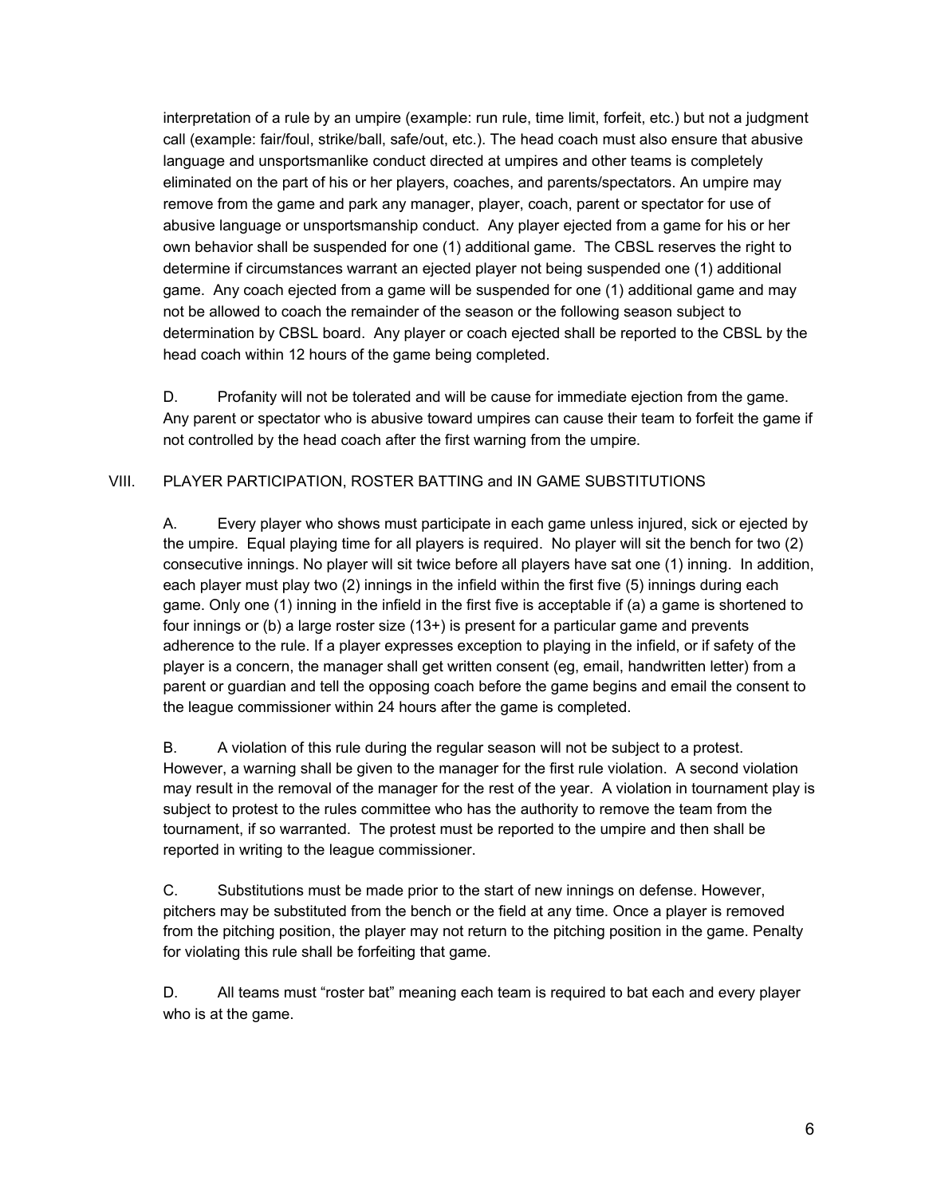interpretation of a rule by an umpire (example: run rule, time limit, forfeit, etc.) but not a judgment call (example: fair/foul, strike/ball, safe/out, etc.). The head coach must also ensure that abusive language and unsportsmanlike conduct directed at umpires and other teams is completely eliminated on the part of his or her players, coaches, and parents/spectators. An umpire may remove from the game and park any manager, player, coach, parent or spectator for use of abusive language or unsportsmanship conduct. Any player ejected from a game for his or her own behavior shall be suspended for one (1) additional game. The CBSL reserves the right to determine if circumstances warrant an ejected player not being suspended one (1) additional game. Any coach ejected from a game will be suspended for one (1) additional game and may not be allowed to coach the remainder of the season or the following season subject to determination by CBSL board. Any player or coach ejected shall be reported to the CBSL by the head coach within 12 hours of the game being completed.

D. Profanity will not be tolerated and will be cause for immediate ejection from the game. Any parent or spectator who is abusive toward umpires can cause their team to forfeit the game if not controlled by the head coach after the first warning from the umpire.

## VIII. PLAYER PARTICIPATION, ROSTER BATTING and IN GAME SUBSTITUTIONS

A. Every player who shows must participate in each game unless injured, sick or ejected by the umpire. Equal playing time for all players is required. No player will sit the bench for two (2) consecutive innings. No player will sit twice before all players have sat one (1) inning. In addition, each player must play two (2) innings in the infield within the first five (5) innings during each game. Only one (1) inning in the infield in the first five is acceptable if (a) a game is shortened to four innings or (b) a large roster size (13+) is present for a particular game and prevents adherence to the rule. If a player expresses exception to playing in the infield, or if safety of the player is a concern, the manager shall get written consent (eg, email, handwritten letter) from a parent or guardian and tell the opposing coach before the game begins and email the consent to the league commissioner within 24 hours after the game is completed.

B. A violation of this rule during the regular season will not be subject to a protest. However, a warning shall be given to the manager for the first rule violation. A second violation may result in the removal of the manager for the rest of the year. A violation in tournament play is subject to protest to the rules committee who has the authority to remove the team from the tournament, if so warranted. The protest must be reported to the umpire and then shall be reported in writing to the league commissioner.

C. Substitutions must be made prior to the start of new innings on defense. However, pitchers may be substituted from the bench or the field at any time. Once a player is removed from the pitching position, the player may not return to the pitching position in the game. Penalty for violating this rule shall be forfeiting that game.

D. All teams must "roster bat" meaning each team is required to bat each and every player who is at the game.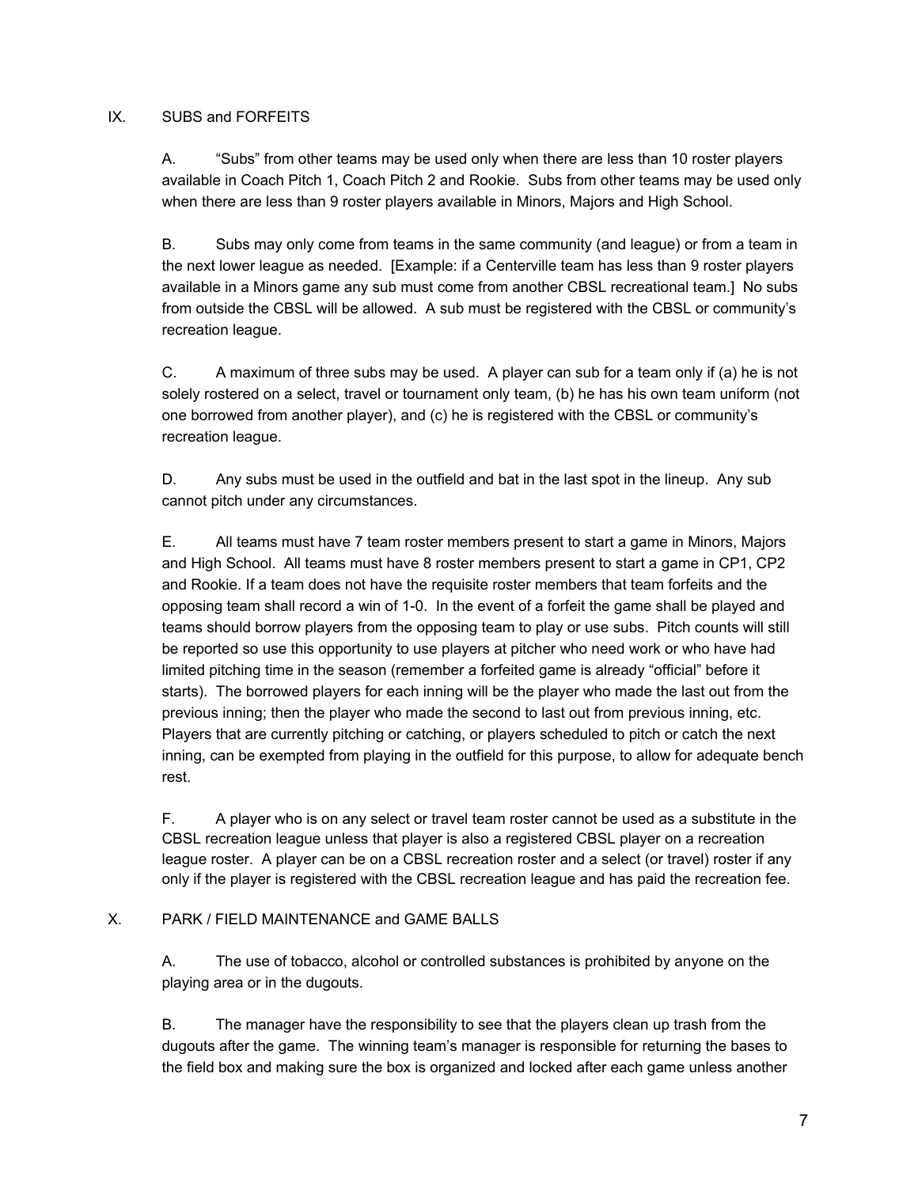## IX. SUBS and FORFEITS

A. "Subs" from other teams may be used only when there are less than 10 roster players available in Coach Pitch 1, Coach Pitch 2 and Rookie. Subs from other teams may be used only when there are less than 9 roster players available in Minors, Majors and High School.

B. Subs may only come from teams in the same community (and league) or from a team in the next lower league as needed. [Example: if a Centerville team has less than 9 roster players available in a Minors game any sub must come from another CBSL recreational team.] No subs from outside the CBSL will be allowed. A sub must be registered with the CBSL or community's recreation league.

C. A maximum of three subs may be used. A player can sub for a team only if (a) he is not solely rostered on a select, travel or tournament only team, (b) he has his own team uniform (not one borrowed from another player), and (c) he is registered with the CBSL or community's recreation league.

D. Any subs must be used in the outfield and bat in the last spot in the lineup. Any sub cannot pitch under any circumstances.

E. All teams must have 7 team roster members present to start a game in Minors, Majors and High School. All teams must have 8 roster members present to start a game in CP1, CP2 and Rookie. If a team does not have the requisite roster members that team forfeits and the opposing team shall record a win of 1-0. In the event of a forfeit the game shall be played and teams should borrow players from the opposing team to play or use subs. Pitch counts will still be reported so use this opportunity to use players at pitcher who need work or who have had limited pitching time in the season (remember a forfeited game is already "official" before it starts). The borrowed players for each inning will be the player who made the last out from the previous inning; then the player who made the second to last out from previous inning, etc. Players that are currently pitching or catching, or players scheduled to pitch or catch the next inning, can be exempted from playing in the outfield for this purpose, to allow for adequate bench rest.

F. A player who is on any select or travel team roster cannot be used as a substitute in the CBSL recreation league unless that player is also a registered CBSL player on a recreation league roster. A player can be on a CBSL recreation roster and a select (or travel) roster if any only if the player is registered with the CBSL recreation league and has paid the recreation fee.

## X. PARK / FIELD MAINTENANCE and GAME BALLS

A. The use of tobacco, alcohol or controlled substances is prohibited by anyone on the playing area or in the dugouts.

B. The manager have the responsibility to see that the players clean up trash from the dugouts after the game. The winning team's manager is responsible for returning the bases to the field box and making sure the box is organized and locked after each game unless another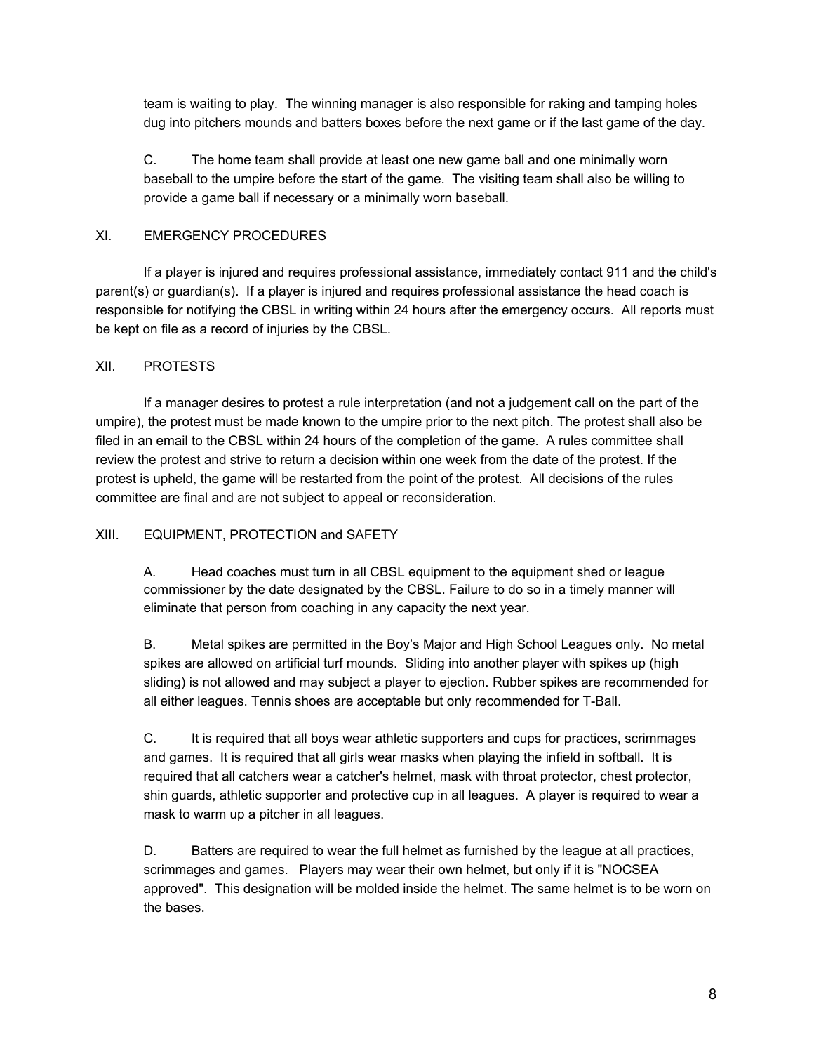team is waiting to play. The winning manager is also responsible for raking and tamping holes dug into pitchers mounds and batters boxes before the next game or if the last game of the day.

C. The home team shall provide at least one new game ball and one minimally worn baseball to the umpire before the start of the game. The visiting team shall also be willing to provide a game ball if necessary or a minimally worn baseball.

## XI. EMERGENCY PROCEDURES

If a player is injured and requires professional assistance, immediately contact 911 and the child's parent(s) or guardian(s). If a player is injured and requires professional assistance the head coach is responsible for notifying the CBSL in writing within 24 hours after the emergency occurs. All reports must be kept on file as a record of injuries by the CBSL.

## XII. PROTESTS

If a manager desires to protest a rule interpretation (and not a judgement call on the part of the umpire), the protest must be made known to the umpire prior to the next pitch. The protest shall also be filed in an email to the CBSL within 24 hours of the completion of the game. A rules committee shall review the protest and strive to return a decision within one week from the date of the protest. If the protest is upheld, the game will be restarted from the point of the protest. All decisions of the rules committee are final and are not subject to appeal or reconsideration.

## XIII. EQUIPMENT, PROTECTION and SAFETY

A. Head coaches must turn in all CBSL equipment to the equipment shed or league commissioner by the date designated by the CBSL. Failure to do so in a timely manner will eliminate that person from coaching in any capacity the next year.

B. Metal spikes are permitted in the Boy's Major and High School Leagues only. No metal spikes are allowed on artificial turf mounds. Sliding into another player with spikes up (high sliding) is not allowed and may subject a player to ejection. Rubber spikes are recommended for all either leagues. Tennis shoes are acceptable but only recommended for T-Ball.

C. It is required that all boys wear athletic supporters and cups for practices, scrimmages and games. It is required that all girls wear masks when playing the infield in softball. It is required that all catchers wear a catcher's helmet, mask with throat protector, chest protector, shin guards, athletic supporter and protective cup in all leagues. A player is required to wear a mask to warm up a pitcher in all leagues.

D. Batters are required to wear the full helmet as furnished by the league at all practices, scrimmages and games. Players may wear their own helmet, but only if it is "NOCSEA approved". This designation will be molded inside the helmet. The same helmet is to be worn on the bases.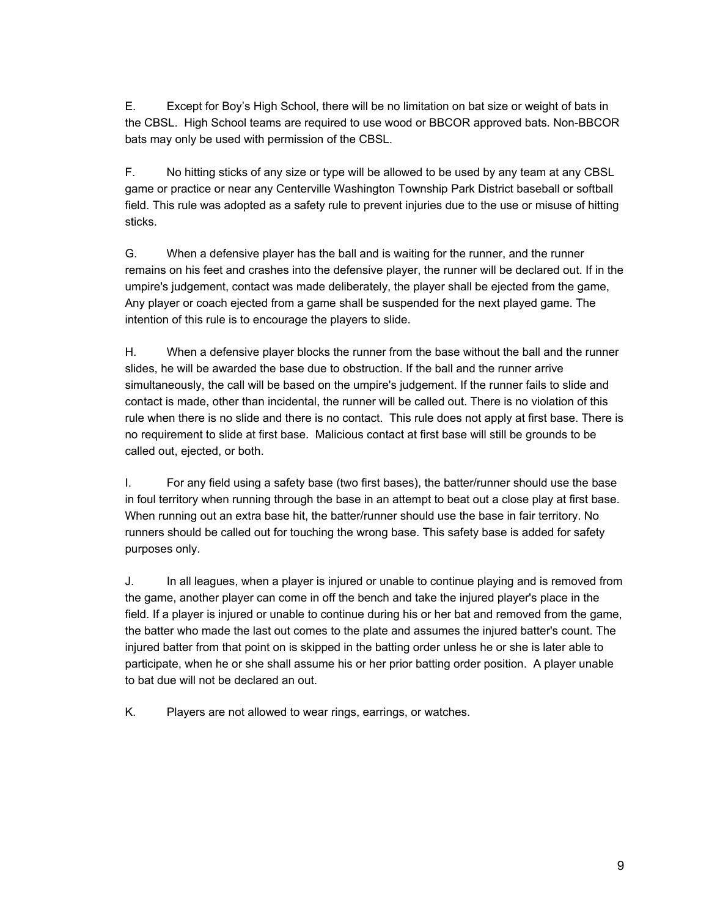E. Except for Boy's High School, there will be no limitation on bat size or weight of bats in the CBSL. High School teams are required to use wood or BBCOR approved bats. Non-BBCOR bats may only be used with permission of the CBSL.

F. No hitting sticks of any size or type will be allowed to be used by any team at any CBSL game or practice or near any Centerville Washington Township Park District baseball or softball field. This rule was adopted as a safety rule to prevent injuries due to the use or misuse of hitting sticks.

G. When a defensive player has the ball and is waiting for the runner, and the runner remains on his feet and crashes into the defensive player, the runner will be declared out. If in the umpire's judgement, contact was made deliberately, the player shall be ejected from the game, Any player or coach ejected from a game shall be suspended for the next played game. The intention of this rule is to encourage the players to slide.

H. When a defensive player blocks the runner from the base without the ball and the runner slides, he will be awarded the base due to obstruction. If the ball and the runner arrive simultaneously, the call will be based on the umpire's judgement. If the runner fails to slide and contact is made, other than incidental, the runner will be called out. There is no violation of this rule when there is no slide and there is no contact. This rule does not apply at first base. There is no requirement to slide at first base. Malicious contact at first base will still be grounds to be called out, ejected, or both.

I. For any field using a safety base (two first bases), the batter/runner should use the base in foul territory when running through the base in an attempt to beat out a close play at first base. When running out an extra base hit, the batter/runner should use the base in fair territory. No runners should be called out for touching the wrong base. This safety base is added for safety purposes only.

J. In all leagues, when a player is injured or unable to continue playing and is removed from the game, another player can come in off the bench and take the injured player's place in the field. If a player is injured or unable to continue during his or her bat and removed from the game, the batter who made the last out comes to the plate and assumes the injured batter's count. The injured batter from that point on is skipped in the batting order unless he or she is later able to participate, when he or she shall assume his or her prior batting order position. A player unable to bat due will not be declared an out.

K. Players are not allowed to wear rings, earrings, or watches.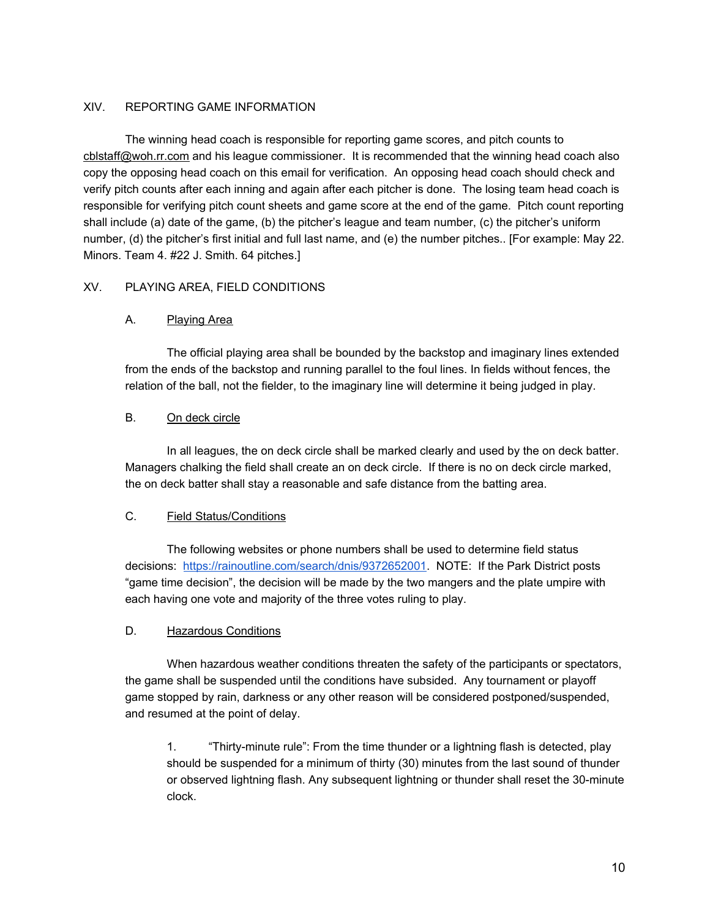## XIV. REPORTING GAME INFORMATION

The winning head coach is responsible for reporting game scores, and pitch counts to cblstaff@woh.rr.com and his league commissioner. It is recommended that the winning head coach also copy the opposing head coach on this email for verification. An opposing head coach should check and verify pitch counts after each inning and again after each pitcher is done. The losing team head coach is responsible for verifying pitch count sheets and game score at the end of the game. Pitch count reporting shall include (a) date of the game, (b) the pitcher's league and team number, (c) the pitcher's uniform number, (d) the pitcher's first initial and full last name, and (e) the number pitches.. [For example: May 22. Minors. Team 4. #22 J. Smith. 64 pitches.]

## XV. PLAYING AREA, FIELD CONDITIONS

### A. Playing Area

The official playing area shall be bounded by the backstop and imaginary lines extended from the ends of the backstop and running parallel to the foul lines. In fields without fences, the relation of the ball, not the fielder, to the imaginary line will determine it being judged in play.

### B. On deck circle

In all leagues, the on deck circle shall be marked clearly and used by the on deck batter. Managers chalking the field shall create an on deck circle. If there is no on deck circle marked, the on deck batter shall stay a reasonable and safe distance from the batting area.

### C. Field Status/Conditions

The following websites or phone numbers shall be used to determine field status decisions: https://rainoutline.com/search/dnis/9372652001. NOTE: If the Park District posts "game time decision", the decision will be made by the two mangers and the plate umpire with each having one vote and majority of the three votes ruling to play.

### D. Hazardous Conditions

When hazardous weather conditions threaten the safety of the participants or spectators, the game shall be suspended until the conditions have subsided. Any tournament or playoff game stopped by rain, darkness or any other reason will be considered postponed/suspended, and resumed at the point of delay.

1. "Thirty-minute rule": From the time thunder or a lightning flash is detected, play should be suspended for a minimum of thirty (30) minutes from the last sound of thunder or observed lightning flash. Any subsequent lightning or thunder shall reset the 30-minute clock.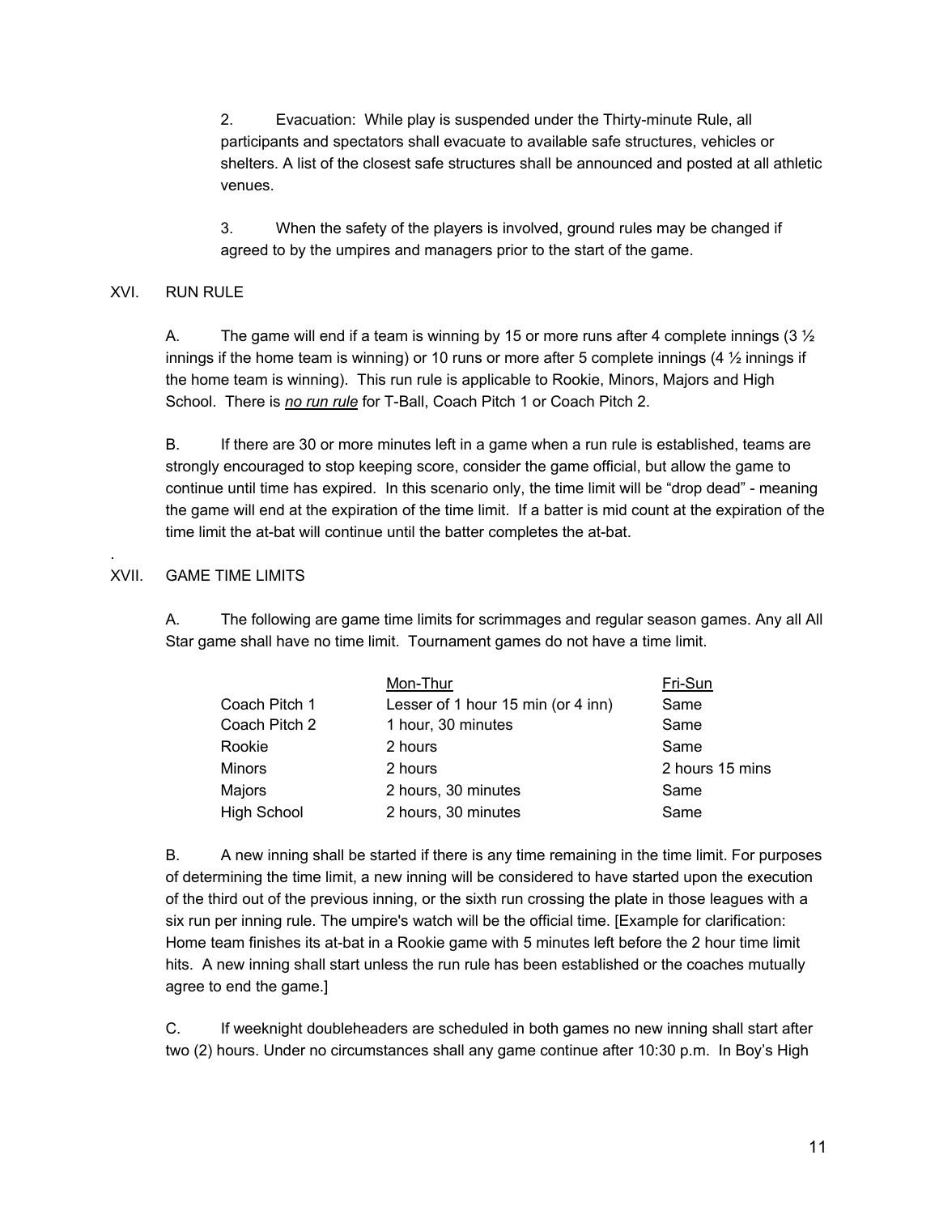2. Evacuation: While play is suspended under the Thirty-minute Rule, all participants and spectators shall evacuate to available safe structures, vehicles or shelters. A list of the closest safe structures shall be announced and posted at all athletic venues.

3. When the safety of the players is involved, ground rules may be changed if agreed to by the umpires and managers prior to the start of the game.

## XVI. RUN RULE

A. The game will end if a team is winning by 15 or more runs after 4 complete innings (3 ½ innings if the home team is winning) or 10 runs or more after 5 complete innings (4 ½ innings if the home team is winning). This run rule is applicable to Rookie, Minors, Majors and High School. There is ***no run rule*** for T-Ball, Coach Pitch 1 or Coach Pitch 2.

B. If there are 30 or more minutes left in a game when a run rule is established, teams are strongly encouraged to stop keeping score, consider the game official, but allow the game to continue until time has expired. In this scenario only, the time limit will be "drop dead" - meaning the game will end at the expiration of the time limit. If a batter is mid count at the expiration of the time limit the at-bat will continue until the batter completes the at-bat.

.

## XVII. GAME TIME LIMITS

A. The following are game time limits for scrimmages and regular season games. Any all All Star game shall have no time limit. Tournament games do not have a time limit.

| | Mon-Thur | Fri-Sun |
|---|---|---|
| Coach Pitch 1 | Lesser of 1 hour 15 min (or 4 inn) | Same |
| Coach Pitch 2 | 1 hour, 30 minutes | Same |
| Rookie | 2 hours | Same |
| Minors | 2 hours | 2 hours 15 mins |
| Majors | 2 hours, 30 minutes | Same |
| High School | 2 hours, 30 minutes | Same |

B. A new inning shall be started if there is any time remaining in the time limit. For purposes of determining the time limit, a new inning will be considered to have started upon the execution of the third out of the previous inning, or the sixth run crossing the plate in those leagues with a six run per inning rule. The umpire's watch will be the official time. [Example for clarification: Home team finishes its at-bat in a Rookie game with 5 minutes left before the 2 hour time limit hits. A new inning shall start unless the run rule has been established or the coaches mutually agree to end the game.]

C. If weeknight doubleheaders are scheduled in both games no new inning shall start after two (2) hours. Under no circumstances shall any game continue after 10:30 p.m. In Boy's High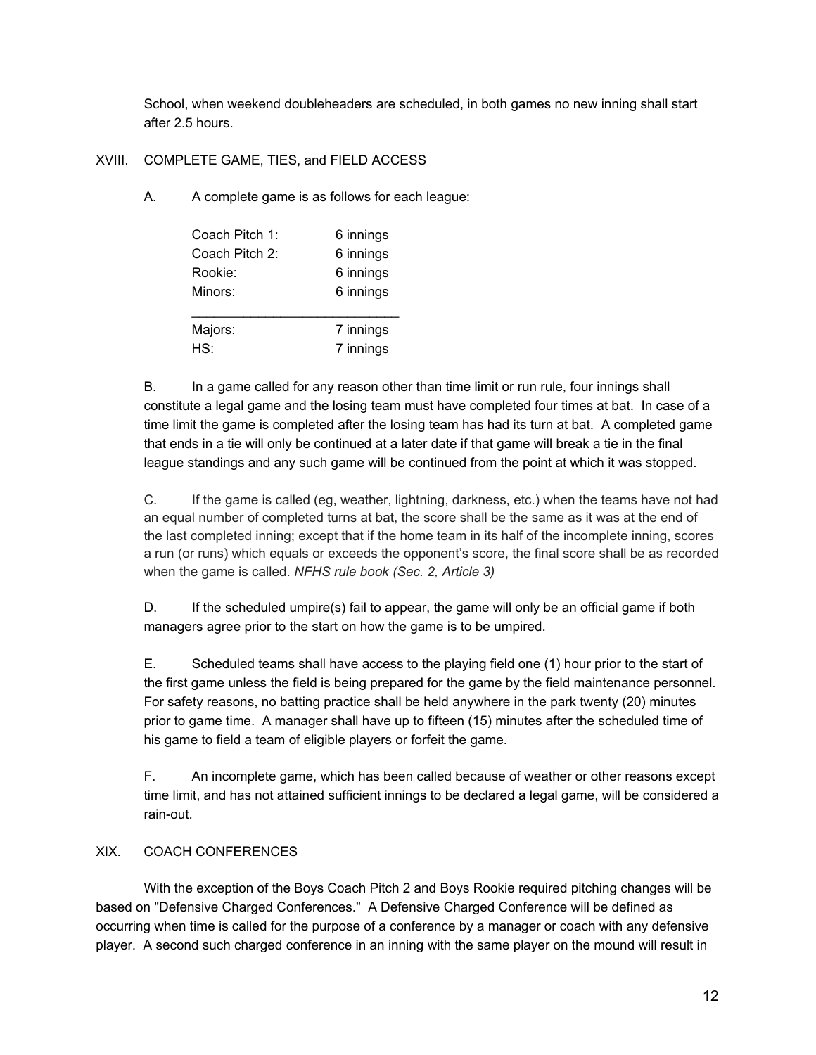School, when weekend doubleheaders are scheduled, in both games no new inning shall start after 2.5 hours.

## XVIII. COMPLETE GAME, TIES, and FIELD ACCESS

A. A complete game is as follows for each league:

| League | Innings |
|---|---|
| Coach Pitch 1: | 6 innings |
| Coach Pitch 2: | 6 innings |
| Rookie: | 6 innings |
| Minors: | 6 innings |
| Majors: | 7 innings |
| HS: | 7 innings |

B. In a game called for any reason other than time limit or run rule, four innings shall constitute a legal game and the losing team must have completed four times at bat. In case of a time limit the game is completed after the losing team has had its turn at bat. A completed game that ends in a tie will only be continued at a later date if that game will break a tie in the final league standings and any such game will be continued from the point at which it was stopped.

C. If the game is called (eg, weather, lightning, darkness, etc.) when the teams have not had an equal number of completed turns at bat, the score shall be the same as it was at the end of the last completed inning; except that if the home team in its half of the incomplete inning, scores a run (or runs) which equals or exceeds the opponent's score, the final score shall be as recorded when the game is called. *NFHS rule book (Sec. 2, Article 3)*

D. If the scheduled umpire(s) fail to appear, the game will only be an official game if both managers agree prior to the start on how the game is to be umpired.

E. Scheduled teams shall have access to the playing field one (1) hour prior to the start of the first game unless the field is being prepared for the game by the field maintenance personnel. For safety reasons, no batting practice shall be held anywhere in the park twenty (20) minutes prior to game time. A manager shall have up to fifteen (15) minutes after the scheduled time of his game to field a team of eligible players or forfeit the game.

F. An incomplete game, which has been called because of weather or other reasons except time limit, and has not attained sufficient innings to be declared a legal game, will be considered a rain-out.

## XIX. COACH CONFERENCES

With the exception of the Boys Coach Pitch 2 and Boys Rookie required pitching changes will be based on "Defensive Charged Conferences." A Defensive Charged Conference will be defined as occurring when time is called for the purpose of a conference by a manager or coach with any defensive player. A second such charged conference in an inning with the same player on the mound will result in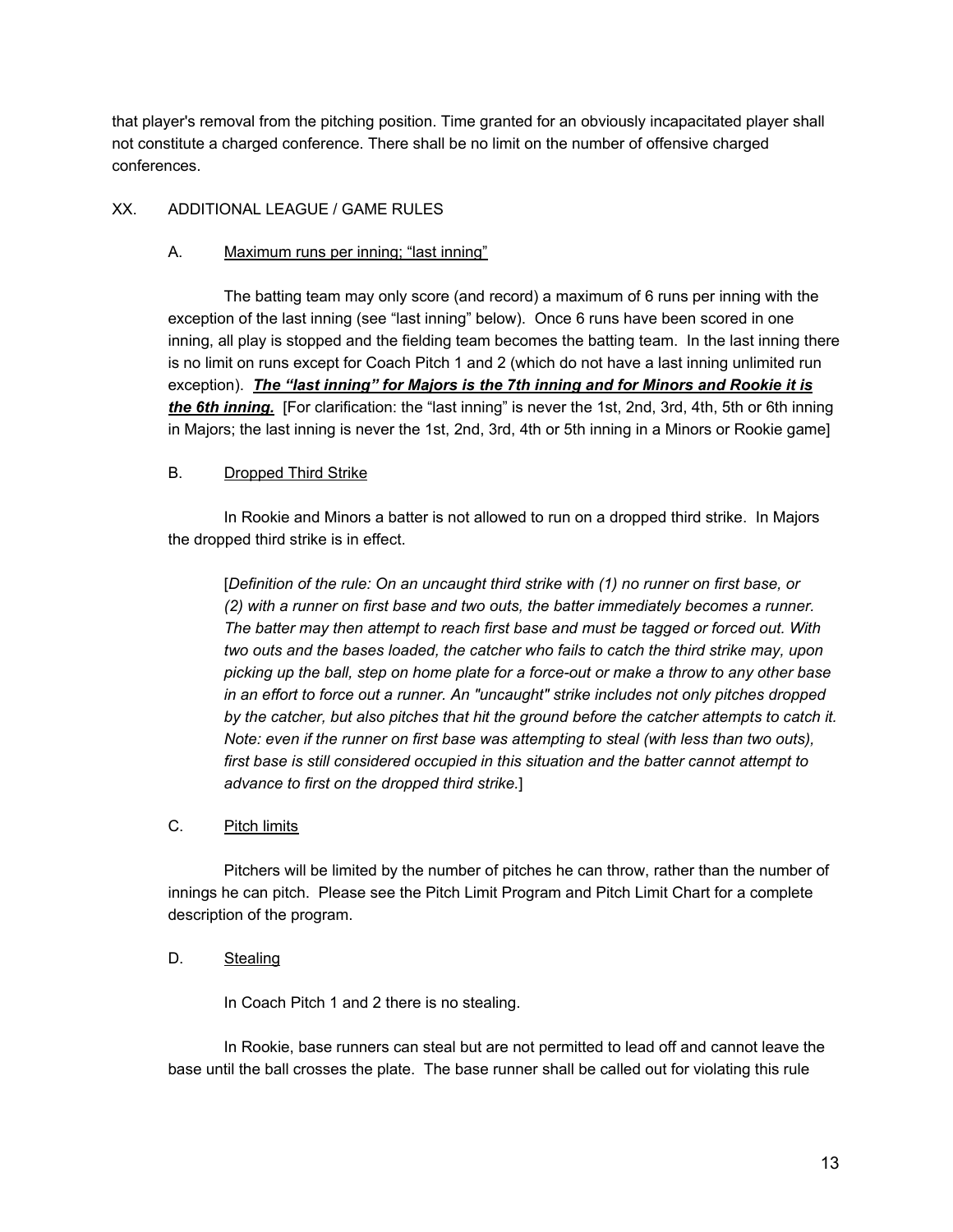that player's removal from the pitching position. Time granted for an obviously incapacitated player shall not constitute a charged conference. There shall be no limit on the number of offensive charged conferences.

## XX. ADDITIONAL LEAGUE / GAME RULES

### A. Maximum runs per inning; "last inning"

The batting team may only score (and record) a maximum of 6 runs per inning with the exception of the last inning (see "last inning" below). Once 6 runs have been scored in one inning, all play is stopped and the fielding team becomes the batting team. In the last inning there is no limit on runs except for Coach Pitch 1 and 2 (which do not have a last inning unlimited run exception). ***The "last inning" for Majors is the 7th inning and for Minors and Rookie it is the 6th inning.*** [For clarification: the "last inning" is never the 1st, 2nd, 3rd, 4th, 5th or 6th inning in Majors; the last inning is never the 1st, 2nd, 3rd, 4th or 5th inning in a Minors or Rookie game]

### B. Dropped Third Strike

In Rookie and Minors a batter is not allowed to run on a dropped third strike. In Majors the dropped third strike is in effect.

[*Definition of the rule: On an uncaught third strike with (1) no runner on first base, or (2) with a runner on first base and two outs, the batter immediately becomes a runner. The batter may then attempt to reach first base and must be tagged or forced out. With two outs and the bases loaded, the catcher who fails to catch the third strike may, upon picking up the ball, step on home plate for a force-out or make a throw to any other base in an effort to force out a runner. An "uncaught" strike includes not only pitches dropped by the catcher, but also pitches that hit the ground before the catcher attempts to catch it. Note: even if the runner on first base was attempting to steal (with less than two outs), first base is still considered occupied in this situation and the batter cannot attempt to advance to first on the dropped third strike.*]

### C. Pitch limits

Pitchers will be limited by the number of pitches he can throw, rather than the number of innings he can pitch. Please see the Pitch Limit Program and Pitch Limit Chart for a complete description of the program.

### D. Stealing

In Coach Pitch 1 and 2 there is no stealing.

In Rookie, base runners can steal but are not permitted to lead off and cannot leave the base until the ball crosses the plate. The base runner shall be called out for violating this rule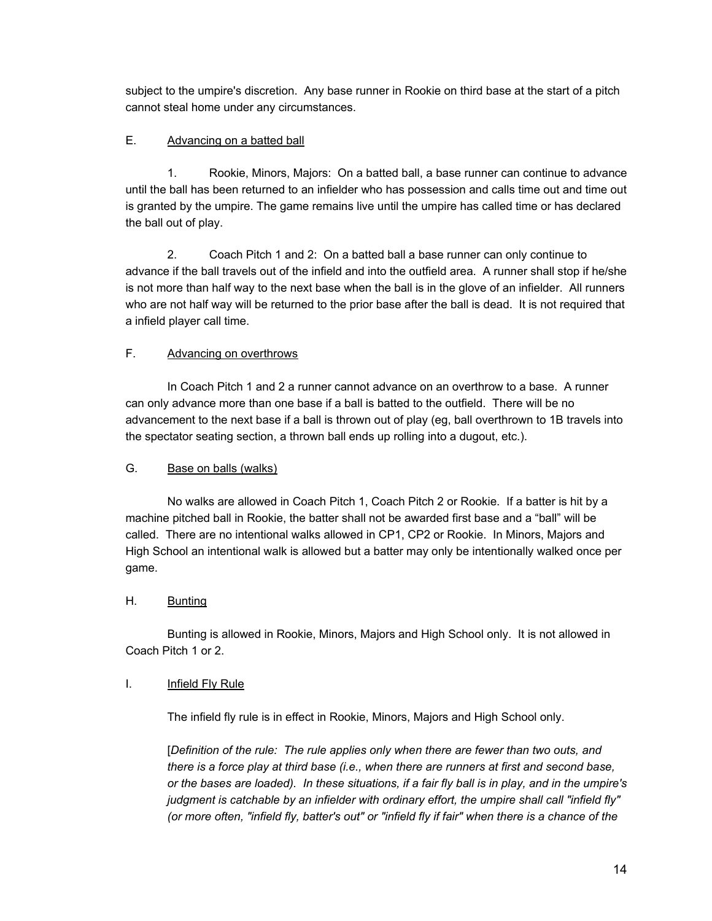subject to the umpire's discretion. Any base runner in Rookie on third base at the start of a pitch cannot steal home under any circumstances.

E. <u>Advancing on a batted ball</u>

1. Rookie, Minors, Majors: On a batted ball, a base runner can continue to advance until the ball has been returned to an infielder who has possession and calls time out and time out is granted by the umpire. The game remains live until the umpire has called time or has declared the ball out of play.

2. Coach Pitch 1 and 2: On a batted ball a base runner can only continue to advance if the ball travels out of the infield and into the outfield area. A runner shall stop if he/she is not more than half way to the next base when the ball is in the glove of an infielder. All runners who are not half way will be returned to the prior base after the ball is dead. It is not required that a infield player call time.

F. <u>Advancing on overthrows</u>

In Coach Pitch 1 and 2 a runner cannot advance on an overthrow to a base. A runner can only advance more than one base if a ball is batted to the outfield. There will be no advancement to the next base if a ball is thrown out of play (eg, ball overthrown to 1B travels into the spectator seating section, a thrown ball ends up rolling into a dugout, etc.).

G. <u>Base on balls (walks)</u>

No walks are allowed in Coach Pitch 1, Coach Pitch 2 or Rookie. If a batter is hit by a machine pitched ball in Rookie, the batter shall not be awarded first base and a "ball" will be called. There are no intentional walks allowed in CP1, CP2 or Rookie. In Minors, Majors and High School an intentional walk is allowed but a batter may only be intentionally walked once per game.

H. <u>Bunting</u>

Bunting is allowed in Rookie, Minors, Majors and High School only. It is not allowed in Coach Pitch 1 or 2.

I. <u>Infield Fly Rule</u>

The infield fly rule is in effect in Rookie, Minors, Majors and High School only.

[*Definition of the rule: The rule applies only when there are fewer than two outs, and there is a force play at third base (i.e., when there are runners at first and second base, or the bases are loaded). In these situations, if a fair fly ball is in play, and in the umpire's judgment is catchable by an infielder with ordinary effort, the umpire shall call "infield fly" (or more often, "infield fly, batter's out" or "infield fly if fair" when there is a chance of the*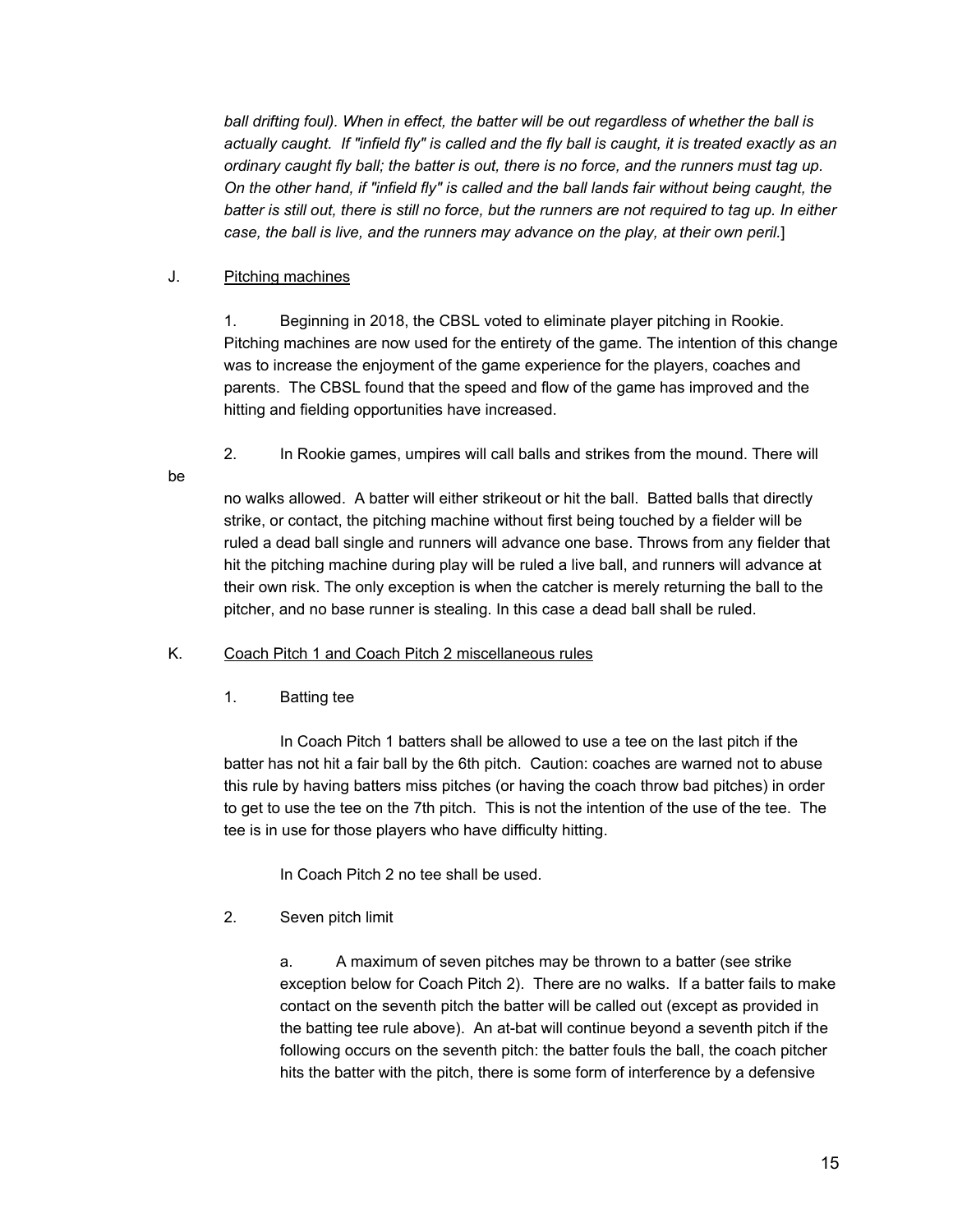*ball drifting foul). When in effect, the batter will be out regardless of whether the ball is actually caught. If "infield fly" is called and the fly ball is caught, it is treated exactly as an ordinary caught fly ball; the batter is out, there is no force, and the runners must tag up. On the other hand, if "infield fly" is called and the ball lands fair without being caught, the batter is still out, there is still no force, but the runners are not required to tag up. In either case, the ball is live, and the runners may advance on the play, at their own peril.*]

J. Pitching machines

1. Beginning in 2018, the CBSL voted to eliminate player pitching in Rookie. Pitching machines are now used for the entirety of the game. The intention of this change was to increase the enjoyment of the game experience for the players, coaches and parents. The CBSL found that the speed and flow of the game has improved and the hitting and fielding opportunities have increased.

2. In Rookie games, umpires will call balls and strikes from the mound. There will be no walks allowed. A batter will either strikeout or hit the ball. Batted balls that directly strike, or contact, the pitching machine without first being touched by a fielder will be ruled a dead ball single and runners will advance one base. Throws from any fielder that hit the pitching machine during play will be ruled a live ball, and runners will advance at their own risk. The only exception is when the catcher is merely returning the ball to the pitcher, and no base runner is stealing. In this case a dead ball shall be ruled.

K. Coach Pitch 1 and Coach Pitch 2 miscellaneous rules

1. Batting tee

In Coach Pitch 1 batters shall be allowed to use a tee on the last pitch if the batter has not hit a fair ball by the 6th pitch. Caution: coaches are warned not to abuse this rule by having batters miss pitches (or having the coach throw bad pitches) in order to get to use the tee on the 7th pitch. This is not the intention of the use of the tee. The tee is in use for those players who have difficulty hitting.

In Coach Pitch 2 no tee shall be used.

2. Seven pitch limit

a. A maximum of seven pitches may be thrown to a batter (see strike exception below for Coach Pitch 2). There are no walks. If a batter fails to make contact on the seventh pitch the batter will be called out (except as provided in the batting tee rule above). An at-bat will continue beyond a seventh pitch if the following occurs on the seventh pitch: the batter fouls the ball, the coach pitcher hits the batter with the pitch, there is some form of interference by a defensive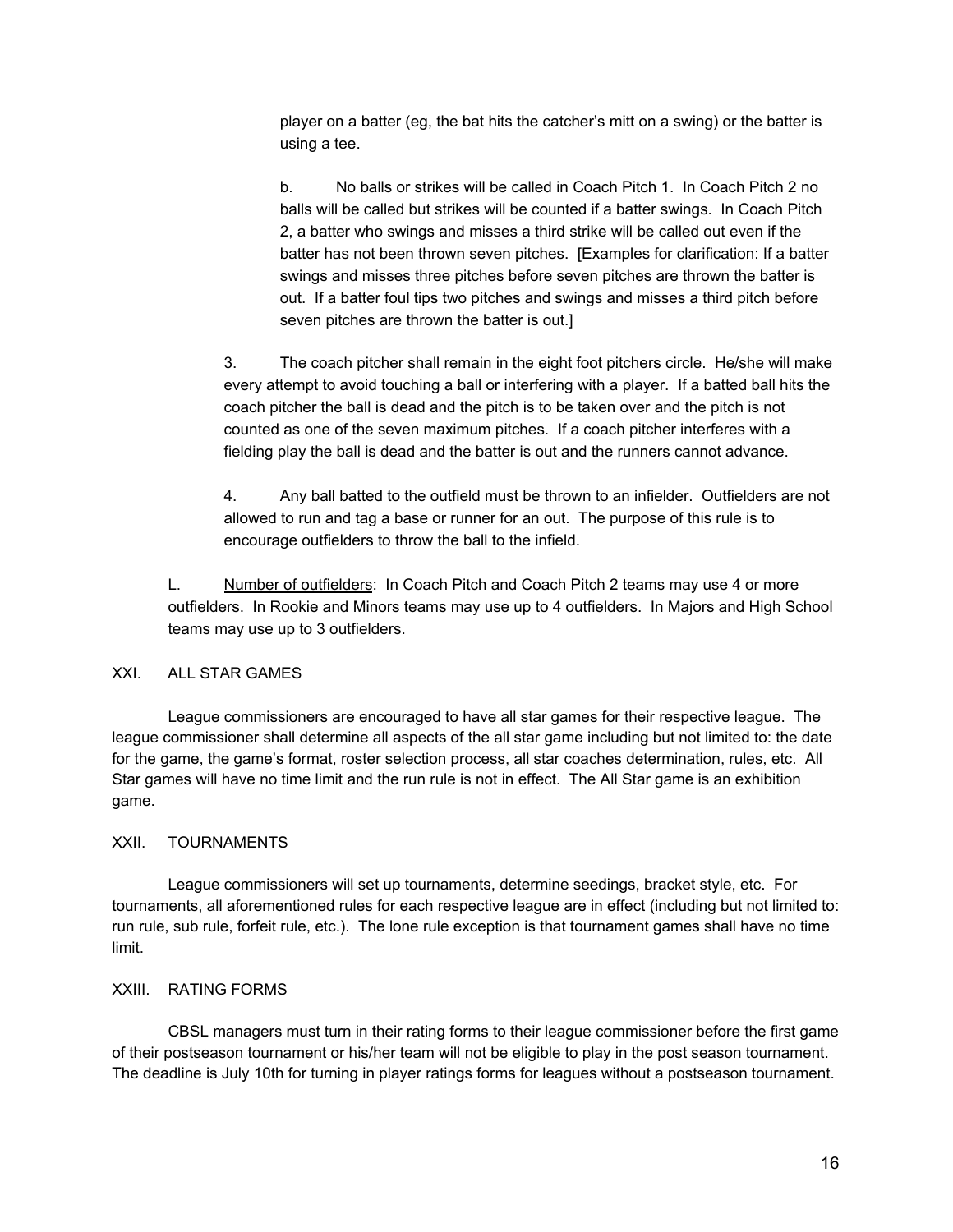player on a batter (eg, the bat hits the catcher's mitt on a swing) or the batter is using a tee.

b. No balls or strikes will be called in Coach Pitch 1. In Coach Pitch 2 no balls will be called but strikes will be counted if a batter swings. In Coach Pitch 2, a batter who swings and misses a third strike will be called out even if the batter has not been thrown seven pitches. [Examples for clarification: If a batter swings and misses three pitches before seven pitches are thrown the batter is out. If a batter foul tips two pitches and swings and misses a third pitch before seven pitches are thrown the batter is out.]

3. The coach pitcher shall remain in the eight foot pitchers circle. He/she will make every attempt to avoid touching a ball or interfering with a player. If a batted ball hits the coach pitcher the ball is dead and the pitch is to be taken over and the pitch is not counted as one of the seven maximum pitches. If a coach pitcher interferes with a fielding play the ball is dead and the batter is out and the runners cannot advance.

4. Any ball batted to the outfield must be thrown to an infielder. Outfielders are not allowed to run and tag a base or runner for an out. The purpose of this rule is to encourage outfielders to throw the ball to the infield.

L. <u>Number of outfielders</u>: In Coach Pitch and Coach Pitch 2 teams may use 4 or more outfielders. In Rookie and Minors teams may use up to 4 outfielders. In Majors and High School teams may use up to 3 outfielders.

## XXI. ALL STAR GAMES

League commissioners are encouraged to have all star games for their respective league. The league commissioner shall determine all aspects of the all star game including but not limited to: the date for the game, the game's format, roster selection process, all star coaches determination, rules, etc. All Star games will have no time limit and the run rule is not in effect. The All Star game is an exhibition game.

## XXII. TOURNAMENTS

League commissioners will set up tournaments, determine seedings, bracket style, etc. For tournaments, all aforementioned rules for each respective league are in effect (including but not limited to: run rule, sub rule, forfeit rule, etc.). The lone rule exception is that tournament games shall have no time limit.

## XXIII. RATING FORMS

CBSL managers must turn in their rating forms to their league commissioner before the first game of their postseason tournament or his/her team will not be eligible to play in the post season tournament. The deadline is July 10th for turning in player ratings forms for leagues without a postseason tournament.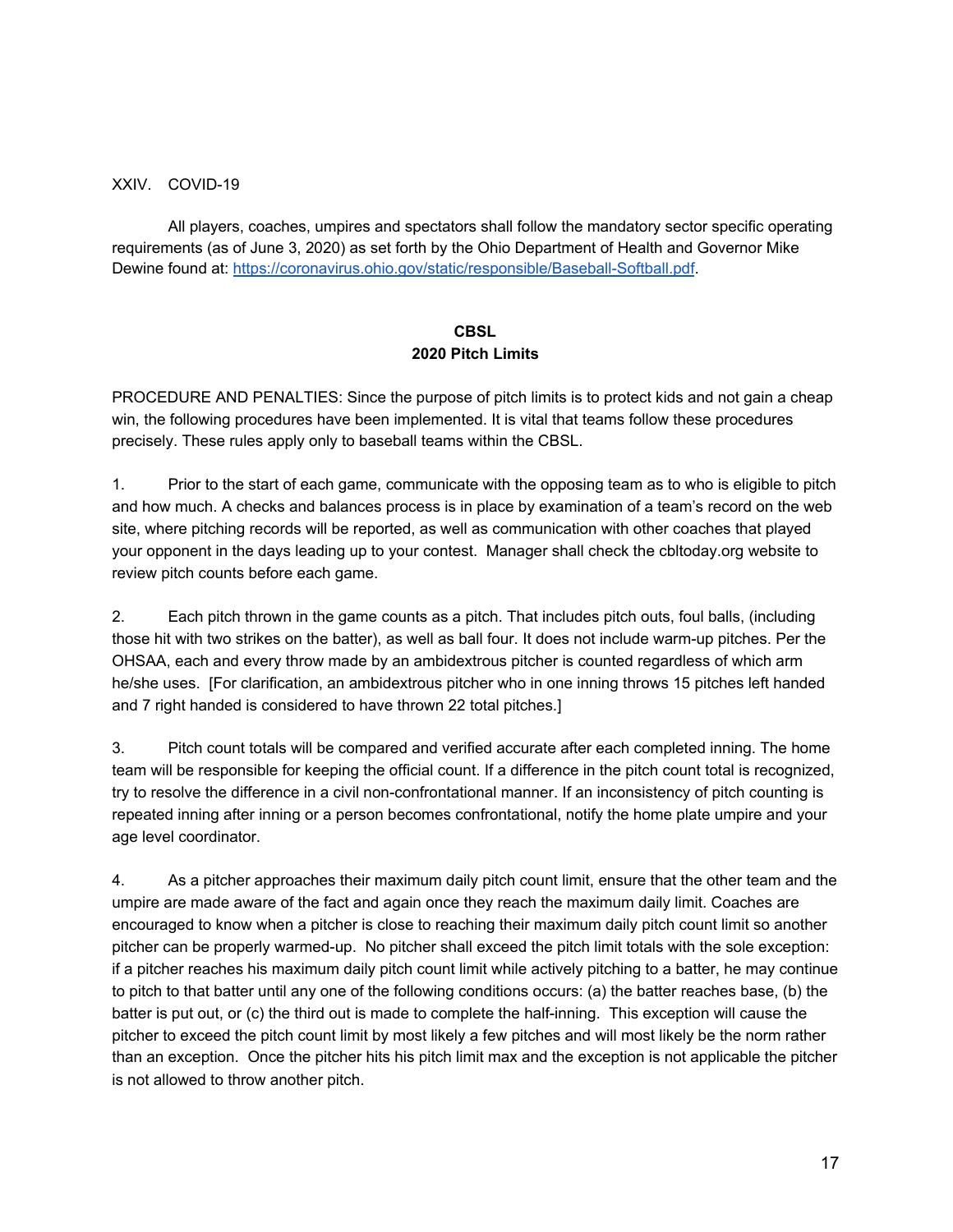XXIV. COVID-19

All players, coaches, umpires and spectators shall follow the mandatory sector specific operating requirements (as of June 3, 2020) as set forth by the Ohio Department of Health and Governor Mike Dewine found at: [https://coronavirus.ohio.gov/static/responsible/Baseball-Softball.pdf](https://coronavirus.ohio.gov/static/responsible/Baseball-Softball.pdf).

## CBSL
## 2020 Pitch Limits

PROCEDURE AND PENALTIES: Since the purpose of pitch limits is to protect kids and not gain a cheap win, the following procedures have been implemented. It is vital that teams follow these procedures precisely. These rules apply only to baseball teams within the CBSL.

1. Prior to the start of each game, communicate with the opposing team as to who is eligible to pitch and how much. A checks and balances process is in place by examination of a team's record on the web site, where pitching records will be reported, as well as communication with other coaches that played your opponent in the days leading up to your contest. Manager shall check the cbltoday.org website to review pitch counts before each game.

2. Each pitch thrown in the game counts as a pitch. That includes pitch outs, foul balls, (including those hit with two strikes on the batter), as well as ball four. It does not include warm-up pitches. Per the OHSAA, each and every throw made by an ambidextrous pitcher is counted regardless of which arm he/she uses. [For clarification, an ambidextrous pitcher who in one inning throws 15 pitches left handed and 7 right handed is considered to have thrown 22 total pitches.]

3. Pitch count totals will be compared and verified accurate after each completed inning. The home team will be responsible for keeping the official count. If a difference in the pitch count total is recognized, try to resolve the difference in a civil non-confrontational manner. If an inconsistency of pitch counting is repeated inning after inning or a person becomes confrontational, notify the home plate umpire and your age level coordinator.

4. As a pitcher approaches their maximum daily pitch count limit, ensure that the other team and the umpire are made aware of the fact and again once they reach the maximum daily limit. Coaches are encouraged to know when a pitcher is close to reaching their maximum daily pitch count limit so another pitcher can be properly warmed-up. No pitcher shall exceed the pitch limit totals with the sole exception: if a pitcher reaches his maximum daily pitch count limit while actively pitching to a batter, he may continue to pitch to that batter until any one of the following conditions occurs: (a) the batter reaches base, (b) the batter is put out, or (c) the third out is made to complete the half-inning. This exception will cause the pitcher to exceed the pitch count limit by most likely a few pitches and will most likely be the norm rather than an exception. Once the pitcher hits his pitch limit max and the exception is not applicable the pitcher is not allowed to throw another pitch.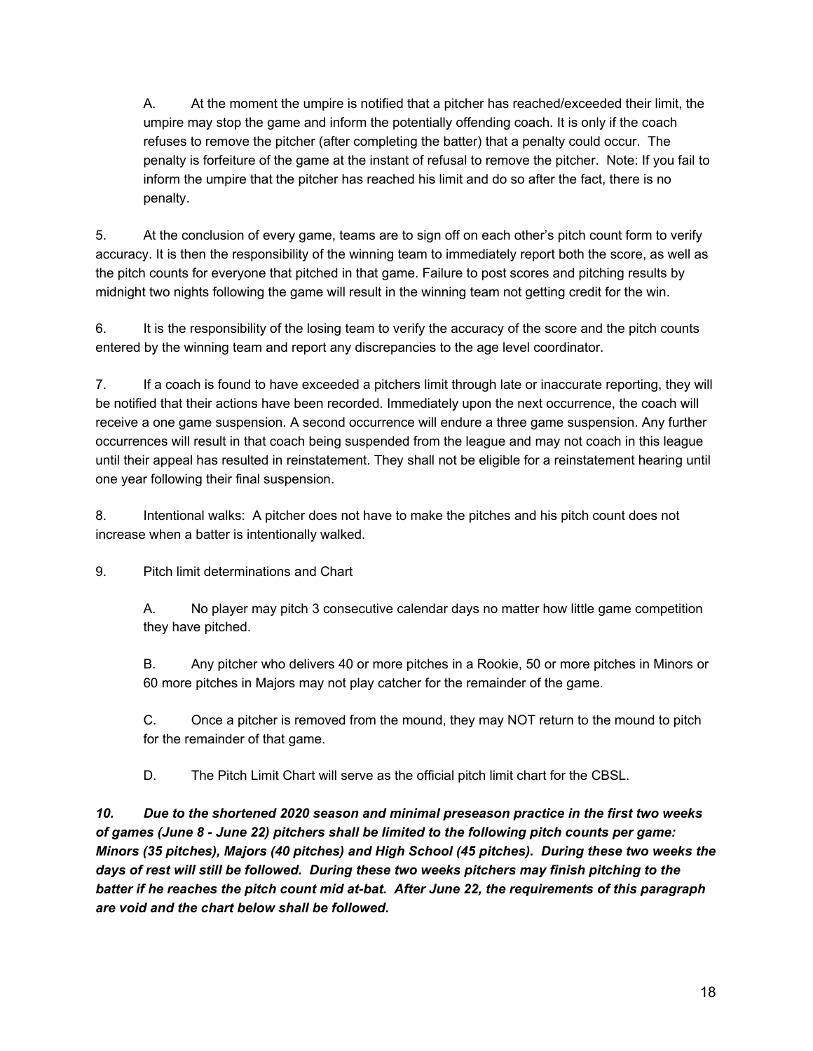A. At the moment the umpire is notified that a pitcher has reached/exceeded their limit, the umpire may stop the game and inform the potentially offending coach. It is only if the coach refuses to remove the pitcher (after completing the batter) that a penalty could occur. The penalty is forfeiture of the game at the instant of refusal to remove the pitcher. Note: If you fail to inform the umpire that the pitcher has reached his limit and do so after the fact, there is no penalty.

5. At the conclusion of every game, teams are to sign off on each other's pitch count form to verify accuracy. It is then the responsibility of the winning team to immediately report both the score, as well as the pitch counts for everyone that pitched in that game. Failure to post scores and pitching results by midnight two nights following the game will result in the winning team not getting credit for the win.

6. It is the responsibility of the losing team to verify the accuracy of the score and the pitch counts entered by the winning team and report any discrepancies to the age level coordinator.

7. If a coach is found to have exceeded a pitchers limit through late or inaccurate reporting, they will be notified that their actions have been recorded. Immediately upon the next occurrence, the coach will receive a one game suspension. A second occurrence will endure a three game suspension. Any further occurrences will result in that coach being suspended from the league and may not coach in this league until their appeal has resulted in reinstatement. They shall not be eligible for a reinstatement hearing until one year following their final suspension.

8. Intentional walks: A pitcher does not have to make the pitches and his pitch count does not increase when a batter is intentionally walked.

9. Pitch limit determinations and Chart

A. No player may pitch 3 consecutive calendar days no matter how little game competition they have pitched.

B. Any pitcher who delivers 40 or more pitches in a Rookie, 50 or more pitches in Minors or 60 more pitches in Majors may not play catcher for the remainder of the game.

C. Once a pitcher is removed from the mound, they may NOT return to the mound to pitch for the remainder of that game.

D. The Pitch Limit Chart will serve as the official pitch limit chart for the CBSL.

***10. Due to the shortened 2020 season and minimal preseason practice in the first two weeks of games (June 8 - June 22) pitchers shall be limited to the following pitch counts per game: Minors (35 pitches), Majors (40 pitches) and High School (45 pitches). During these two weeks the days of rest will still be followed. During these two weeks pitchers may finish pitching to the batter if he reaches the pitch count mid at-bat. After June 22, the requirements of this paragraph are void and the chart below shall be followed.***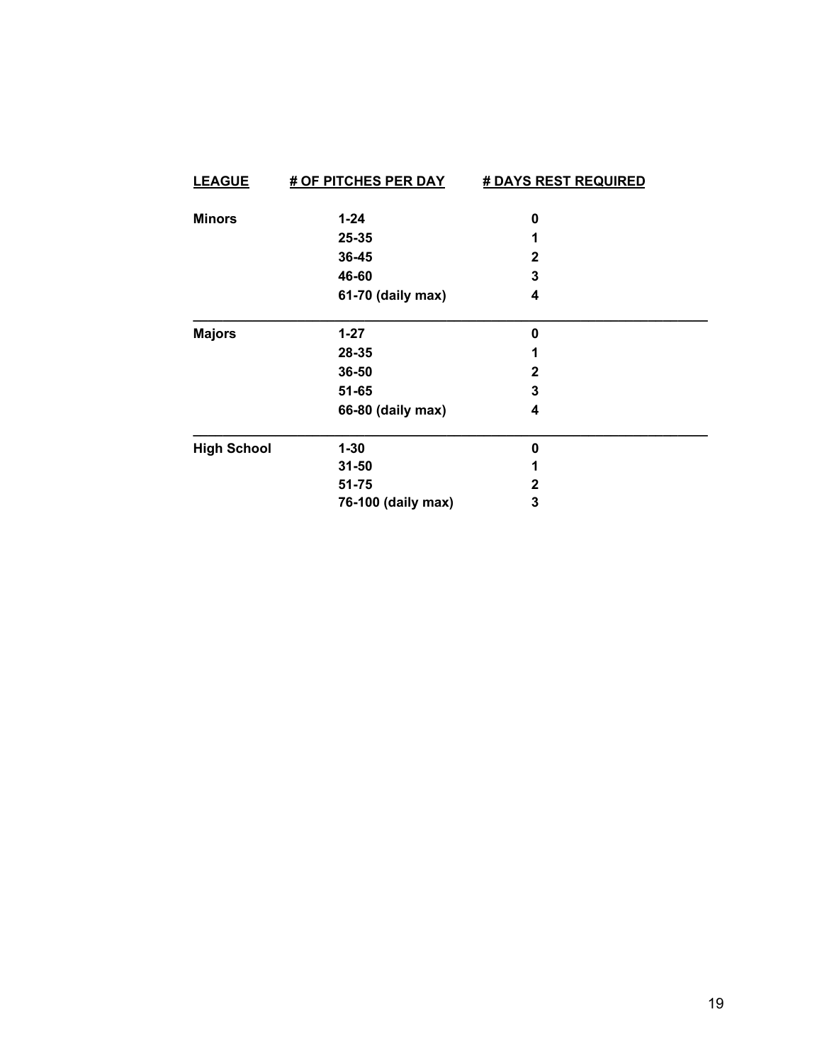| **LEAGUE** | **# OF PITCHES PER DAY** | **# DAYS REST REQUIRED** |
| --- | --- | --- |
| **Minors** | **1-24** | **0** |
| | **25-35** | **1** |
| | **36-45** | **2** |
| | **46-60** | **3** |
| | **61-70 (daily max)** | **4** |
| **Majors** | **1-27** | **0** |
| | **28-35** | **1** |
| | **36-50** | **2** |
| | **51-65** | **3** |
| | **66-80 (daily max)** | **4** |
| **High School** | **1-30** | **0** |
| | **31-50** | **1** |
| | **51-75** | **2** |
| | **76-100 (daily max)** | **3** |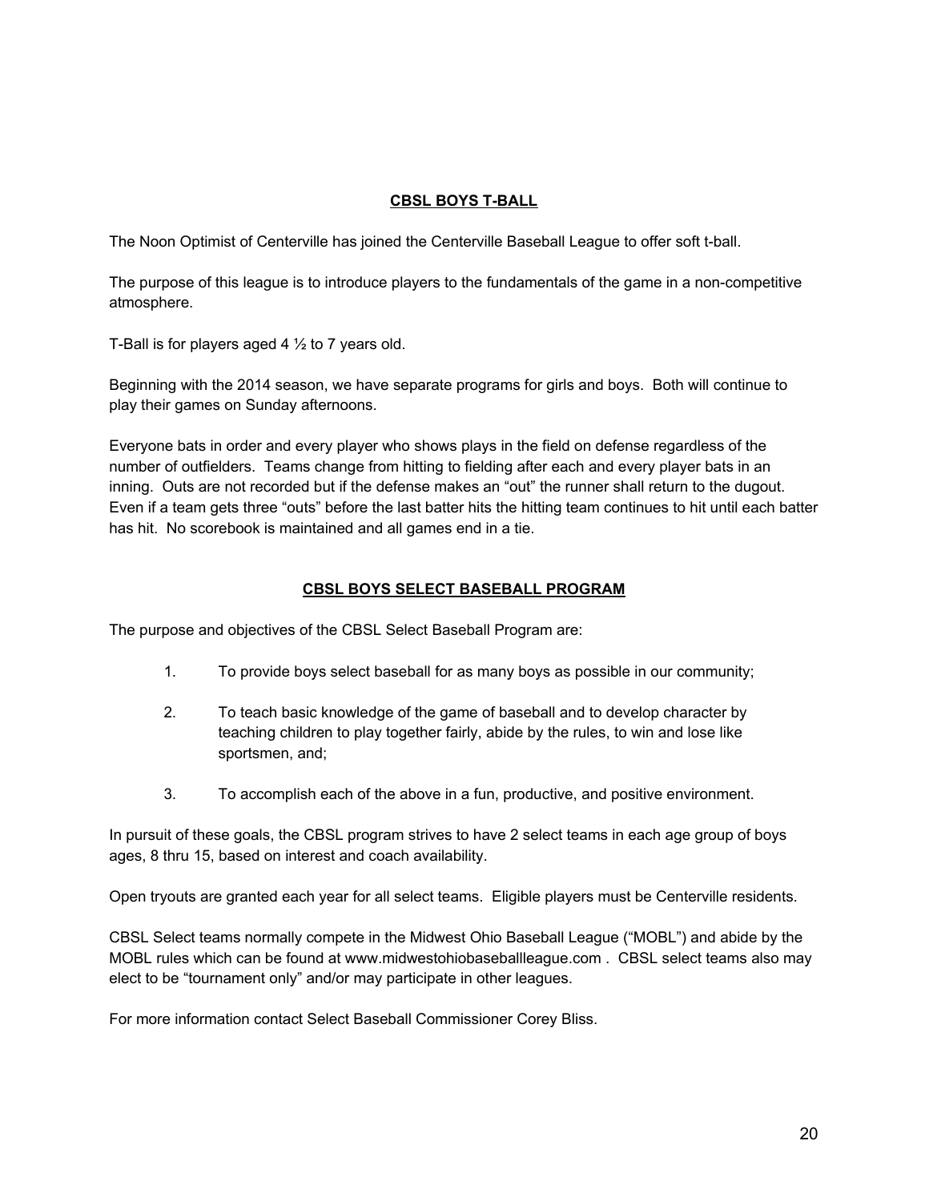## CBSL BOYS T-BALL

The Noon Optimist of Centerville has joined the Centerville Baseball League to offer soft t-ball.

The purpose of this league is to introduce players to the fundamentals of the game in a non-competitive atmosphere.

T-Ball is for players aged 4 ½ to 7 years old.

Beginning with the 2014 season, we have separate programs for girls and boys. Both will continue to play their games on Sunday afternoons.

Everyone bats in order and every player who shows plays in the field on defense regardless of the number of outfielders. Teams change from hitting to fielding after each and every player bats in an inning. Outs are not recorded but if the defense makes an "out" the runner shall return to the dugout. Even if a team gets three "outs" before the last batter hits the hitting team continues to hit until each batter has hit. No scorebook is maintained and all games end in a tie.

## CBSL BOYS SELECT BASEBALL PROGRAM

The purpose and objectives of the CBSL Select Baseball Program are:

1. To provide boys select baseball for as many boys as possible in our community;
2. To teach basic knowledge of the game of baseball and to develop character by teaching children to play together fairly, abide by the rules, to win and lose like sportsmen, and;
3. To accomplish each of the above in a fun, productive, and positive environment.

In pursuit of these goals, the CBSL program strives to have 2 select teams in each age group of boys ages, 8 thru 15, based on interest and coach availability.

Open tryouts are granted each year for all select teams. Eligible players must be Centerville residents.

CBSL Select teams normally compete in the Midwest Ohio Baseball League ("MOBL") and abide by the MOBL rules which can be found at www.midwestohiobaseballleague.com . CBSL select teams also may elect to be "tournament only" and/or may participate in other leagues.

For more information contact Select Baseball Commissioner Corey Bliss.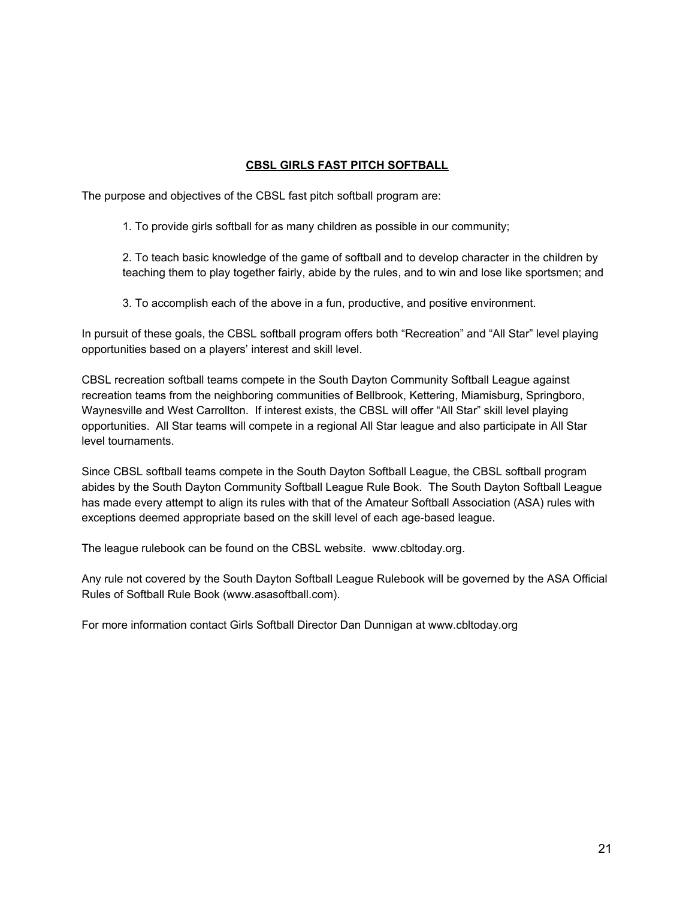## CBSL GIRLS FAST PITCH SOFTBALL

The purpose and objectives of the CBSL fast pitch softball program are:

1. To provide girls softball for as many children as possible in our community;

2. To teach basic knowledge of the game of softball and to develop character in the children by teaching them to play together fairly, abide by the rules, and to win and lose like sportsmen; and

3. To accomplish each of the above in a fun, productive, and positive environment.

In pursuit of these goals, the CBSL softball program offers both "Recreation" and "All Star" level playing opportunities based on a players' interest and skill level.

CBSL recreation softball teams compete in the South Dayton Community Softball League against recreation teams from the neighboring communities of Bellbrook, Kettering, Miamisburg, Springboro, Waynesville and West Carrollton. If interest exists, the CBSL will offer "All Star" skill level playing opportunities. All Star teams will compete in a regional All Star league and also participate in All Star level tournaments.

Since CBSL softball teams compete in the South Dayton Softball League, the CBSL softball program abides by the South Dayton Community Softball League Rule Book. The South Dayton Softball League has made every attempt to align its rules with that of the Amateur Softball Association (ASA) rules with exceptions deemed appropriate based on the skill level of each age-based league.

The league rulebook can be found on the CBSL website. www.cbltoday.org.

Any rule not covered by the South Dayton Softball League Rulebook will be governed by the ASA Official Rules of Softball Rule Book (www.asasoftball.com).

For more information contact Girls Softball Director Dan Dunnigan at www.cbltoday.org